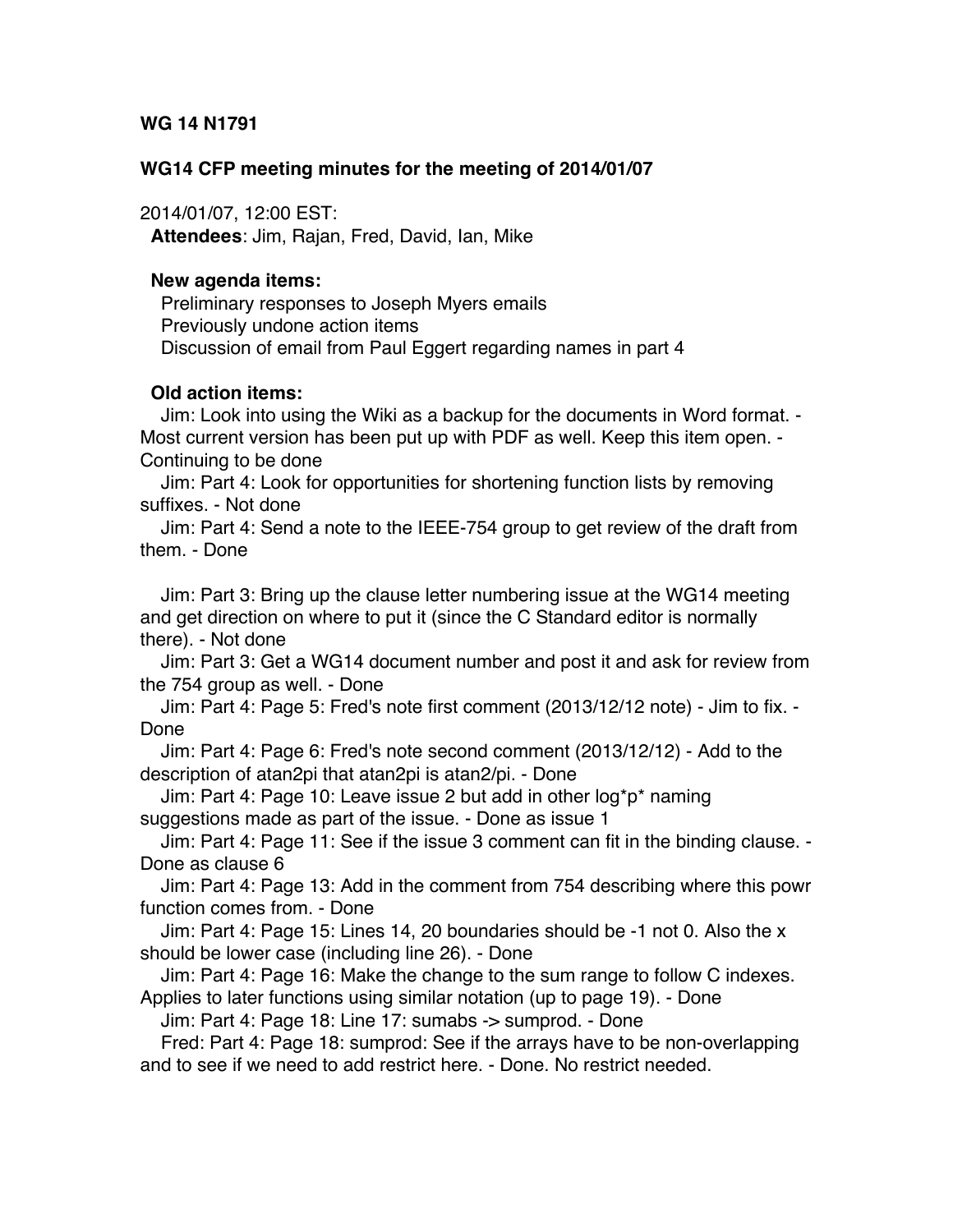**WG 14 N1791**

**WG14 CFP meeting minutes for the meeting of 2014/01/07**

2014/01/07, 12:00 EST:

**Attendees**: Jim, Rajan, Fred, David, Ian, Mike

**New agenda items:**

Preliminary responses to Joseph Myers emails

Previously undone action items

Discussion of email from Paul Eggert regarding names in part 4

**Old action items:**

Jim: Look into using the Wiki as a backup for the documents in Word format. - Most current version has been put up with PDF as well. Keep this item open. - Continuing to be done

Jim: Part 4: Look for opportunities for shortening function lists by removing suffixes. - Not done

Jim: Part 4: Send a note to the IEEE-754 group to get review of the draft from them. - Done

Jim: Part 3: Bring up the clause letter numbering issue at the WG14 meeting and get direction on where to put it (since the C Standard editor is normally there). - Not done

Jim: Part 3: Get a WG14 document number and post it and ask for review from the 754 group as well. - Done

Jim: Part 4: Page 5: Fred's note first comment (2013/12/12 note) - Jim to fix. - Done

Jim: Part 4: Page 6: Fred's note second comment (2013/12/12) - Add to the description of atan2pi that atan2pi is atan2/pi. - Done

Jim: Part 4: Page 10: Leave issue 2 but add in other log*p* naming suggestions made as part of the issue. - Done as issue 1

Jim: Part 4: Page 11: See if the issue 3 comment can fit in the binding clause. - Done as clause 6

Jim: Part 4: Page 13: Add in the comment from 754 describing where this powr function comes from. - Done

Jim: Part 4: Page 15: Lines 14, 20 boundaries should be -1 not 0. Also the x should be lower case (including line 26). - Done

Jim: Part 4: Page 16: Make the change to the sum range to follow C indexes. Applies to later functions using similar notation (up to page 19). - Done

Jim: Part 4: Page 18: Line 17: sumabs -> sumprod. - Done

Fred: Part 4: Page 18: sumprod: See if the arrays have to be non-overlapping and to see if we need to add restrict here. - Done. No restrict needed.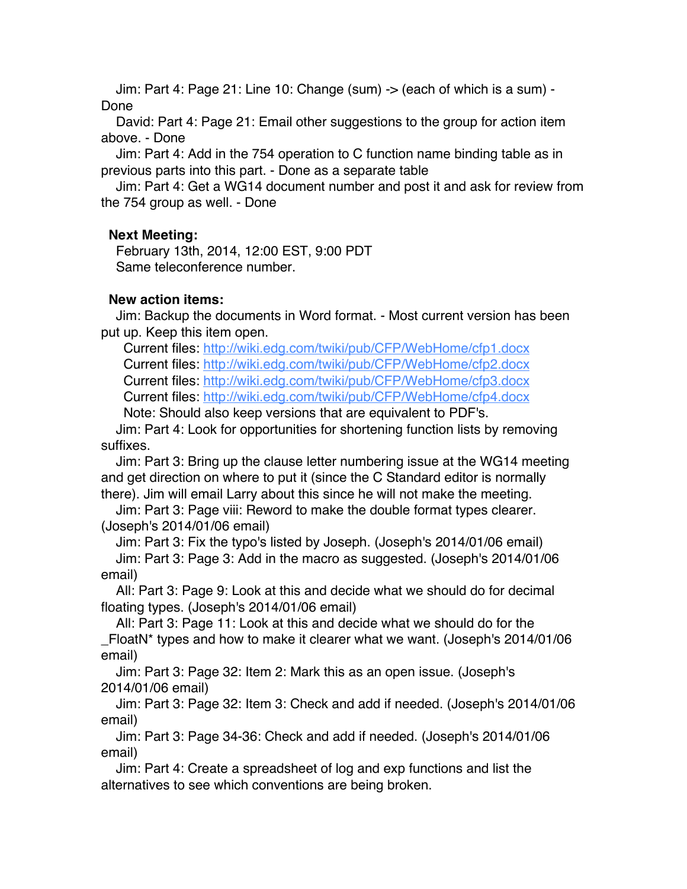Jim: Part 4: Page 21: Line 10: Change (sum) -> (each of which is a sum) - Done

David: Part 4: Page 21: Email other suggestions to the group for action item above. - Done

Jim: Part 4: Add in the 754 operation to C function name binding table as in previous parts into this part. - Done as a separate table

Jim: Part 4: Get a WG14 document number and post it and ask for review from the 754 group as well. - Done

**Next Meeting:**

February 13th, 2014, 12:00 EST, 9:00 PDT
Same teleconference number.

**New action items:**

Jim: Backup the documents in Word format. - Most current version has been put up. Keep this item open.

Current files: http://wiki.edg.com/twiki/pub/CFP/WebHome/cfp1.docx
Current files: http://wiki.edg.com/twiki/pub/CFP/WebHome/cfp2.docx
Current files: http://wiki.edg.com/twiki/pub/CFP/WebHome/cfp3.docx
Current files: http://wiki.edg.com/twiki/pub/CFP/WebHome/cfp4.docx
Note: Should also keep versions that are equivalent to PDF's.

Jim: Part 4: Look for opportunities for shortening function lists by removing suffixes.

Jim: Part 3: Bring up the clause letter numbering issue at the WG14 meeting and get direction on where to put it (since the C Standard editor is normally there). Jim will email Larry about this since he will not make the meeting.

Jim: Part 3: Page viii: Reword to make the double format types clearer. (Joseph's 2014/01/06 email)

Jim: Part 3: Fix the typo's listed by Joseph. (Joseph's 2014/01/06 email)

Jim: Part 3: Page 3: Add in the macro as suggested. (Joseph's 2014/01/06 email)

All: Part 3: Page 9: Look at this and decide what we should do for decimal floating types. (Joseph's 2014/01/06 email)

All: Part 3: Page 11: Look at this and decide what we should do for the _FloatN* types and how to make it clearer what we want. (Joseph's 2014/01/06 email)

Jim: Part 3: Page 32: Item 2: Mark this as an open issue. (Joseph's 2014/01/06 email)

Jim: Part 3: Page 32: Item 3: Check and add if needed. (Joseph's 2014/01/06 email)

Jim: Part 3: Page 34-36: Check and add if needed. (Joseph's 2014/01/06 email)

Jim: Part 4: Create a spreadsheet of log and exp functions and list the alternatives to see which conventions are being broken.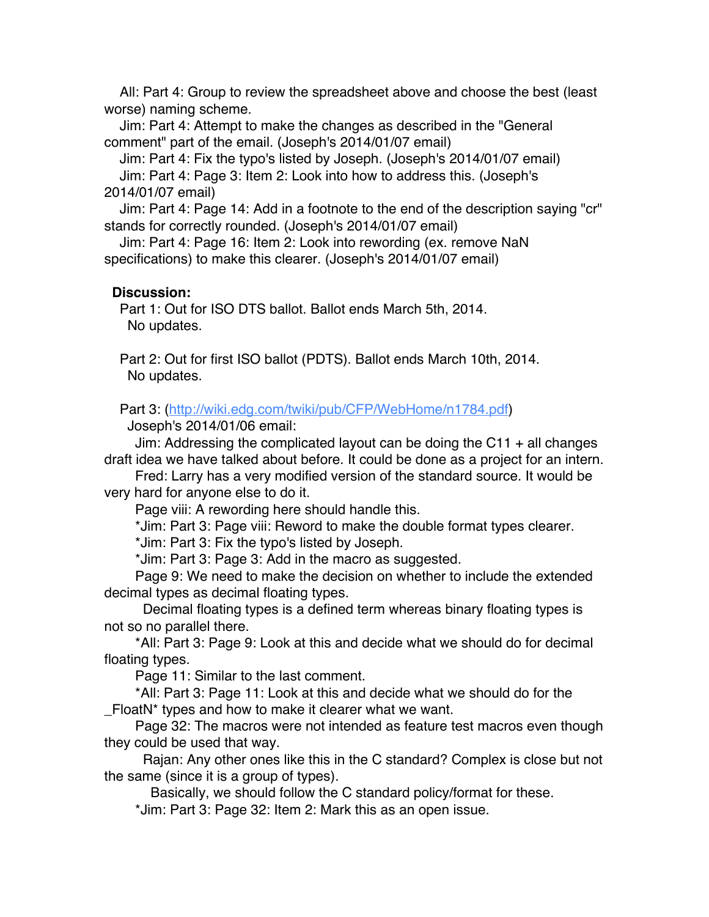All: Part 4: Group to review the spreadsheet above and choose the best (least worse) naming scheme.

Jim: Part 4: Attempt to make the changes as described in the "General comment" part of the email. (Joseph's 2014/01/07 email)

Jim: Part 4: Fix the typo's listed by Joseph. (Joseph's 2014/01/07 email)

Jim: Part 4: Page 3: Item 2: Look into how to address this. (Joseph's 2014/01/07 email)

Jim: Part 4: Page 14: Add in a footnote to the end of the description saying "cr" stands for correctly rounded. (Joseph's 2014/01/07 email)

Jim: Part 4: Page 16: Item 2: Look into rewording (ex. remove NaN specifications) to make this clearer. (Joseph's 2014/01/07 email)

**Discussion:**

Part 1: Out for ISO DTS ballot. Ballot ends March 5th, 2014.
No updates.

Part 2: Out for first ISO ballot (PDTS). Ballot ends March 10th, 2014.
No updates.

Part 3: ([http://wiki.edg.com/twiki/pub/CFP/WebHome/n1784.pdf](http://wiki.edg.com/twiki/pub/CFP/WebHome/n1784.pdf))
Joseph's 2014/01/06 email:

Jim: Addressing the complicated layout can be doing the C11 + all changes draft idea we have talked about before. It could be done as a project for an intern.

Fred: Larry has a very modified version of the standard source. It would be very hard for anyone else to do it.

Page viii: A rewording here should handle this.

*Jim: Part 3: Page viii: Reword to make the double format types clearer.

*Jim: Part 3: Fix the typo's listed by Joseph.

*Jim: Part 3: Page 3: Add in the macro as suggested.

Page 9: We need to make the decision on whether to include the extended decimal types as decimal floating types.

Decimal floating types is a defined term whereas binary floating types is not so no parallel there.

*All: Part 3: Page 9: Look at this and decide what we should do for decimal floating types.

Page 11: Similar to the last comment.

*All: Part 3: Page 11: Look at this and decide what we should do for the _FloatN* types and how to make it clearer what we want.

Page 32: The macros were not intended as feature test macros even though they could be used that way.

Rajan: Any other ones like this in the C standard? Complex is close but not the same (since it is a group of types).

Basically, we should follow the C standard policy/format for these.

*Jim: Part 3: Page 32: Item 2: Mark this as an open issue.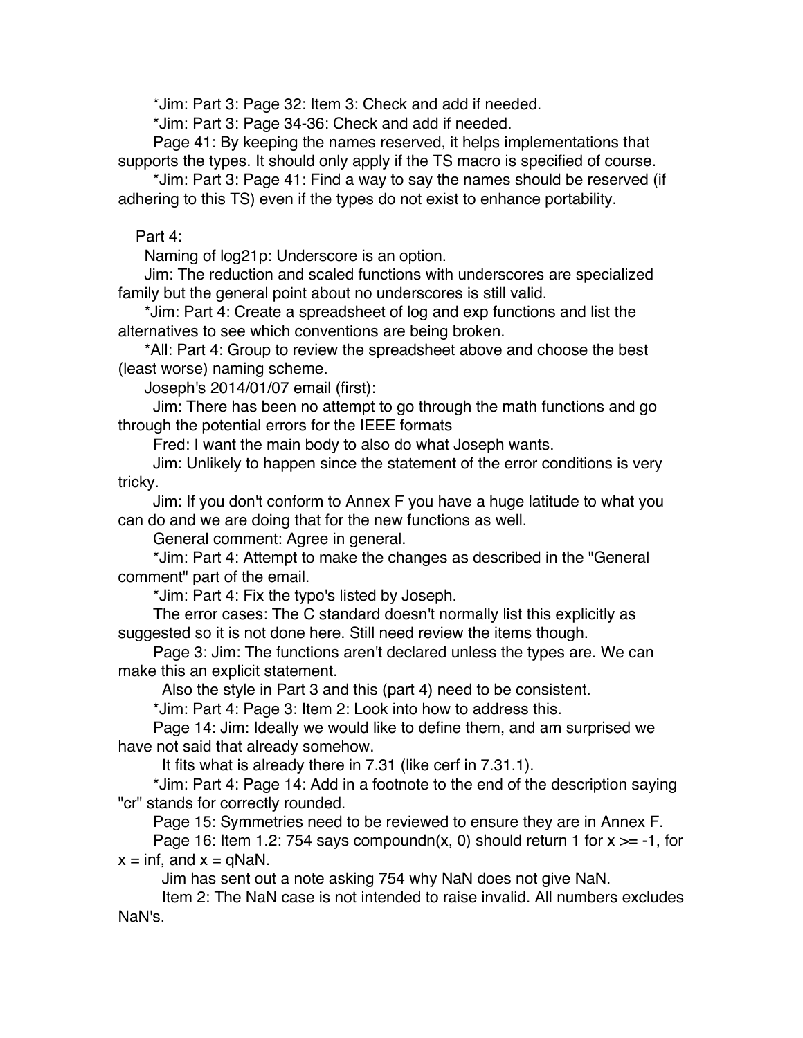*Jim: Part 3: Page 32: Item 3: Check and add if needed.

*Jim: Part 3: Page 34-36: Check and add if needed.

Page 41: By keeping the names reserved, it helps implementations that supports the types. It should only apply if the TS macro is specified of course.

*Jim: Part 3: Page 41: Find a way to say the names should be reserved (if adhering to this TS) even if the types do not exist to enhance portability.

Part 4:

Naming of log21p: Underscore is an option.

Jim: The reduction and scaled functions with underscores are specialized family but the general point about no underscores is still valid.

*Jim: Part 4: Create a spreadsheet of log and exp functions and list the alternatives to see which conventions are being broken.

*All: Part 4: Group to review the spreadsheet above and choose the best (least worse) naming scheme.

Joseph's 2014/01/07 email (first):

Jim: There has been no attempt to go through the math functions and go through the potential errors for the IEEE formats

Fred: I want the main body to also do what Joseph wants.

Jim: Unlikely to happen since the statement of the error conditions is very tricky.

Jim: If you don't conform to Annex F you have a huge latitude to what you can do and we are doing that for the new functions as well.

General comment: Agree in general.

*Jim: Part 4: Attempt to make the changes as described in the "General comment" part of the email.

*Jim: Part 4: Fix the typo's listed by Joseph.

The error cases: The C standard doesn't normally list this explicitly as suggested so it is not done here. Still need review the items though.

Page 3: Jim: The functions aren't declared unless the types are. We can make this an explicit statement.

Also the style in Part 3 and this (part 4) need to be consistent.

*Jim: Part 4: Page 3: Item 2: Look into how to address this.

Page 14: Jim: Ideally we would like to define them, and am surprised we have not said that already somehow.

It fits what is already there in 7.31 (like cerf in 7.31.1).

*Jim: Part 4: Page 14: Add in a footnote to the end of the description saying "cr" stands for correctly rounded.

Page 15: Symmetries need to be reviewed to ensure they are in Annex F.

Page 16: Item 1.2: 754 says compoundn(x, 0) should return 1 for x >= -1, for x = inf, and x = qNaN.

Jim has sent out a note asking 754 why NaN does not give NaN.

Item 2: The NaN case is not intended to raise invalid. All numbers excludes NaN's.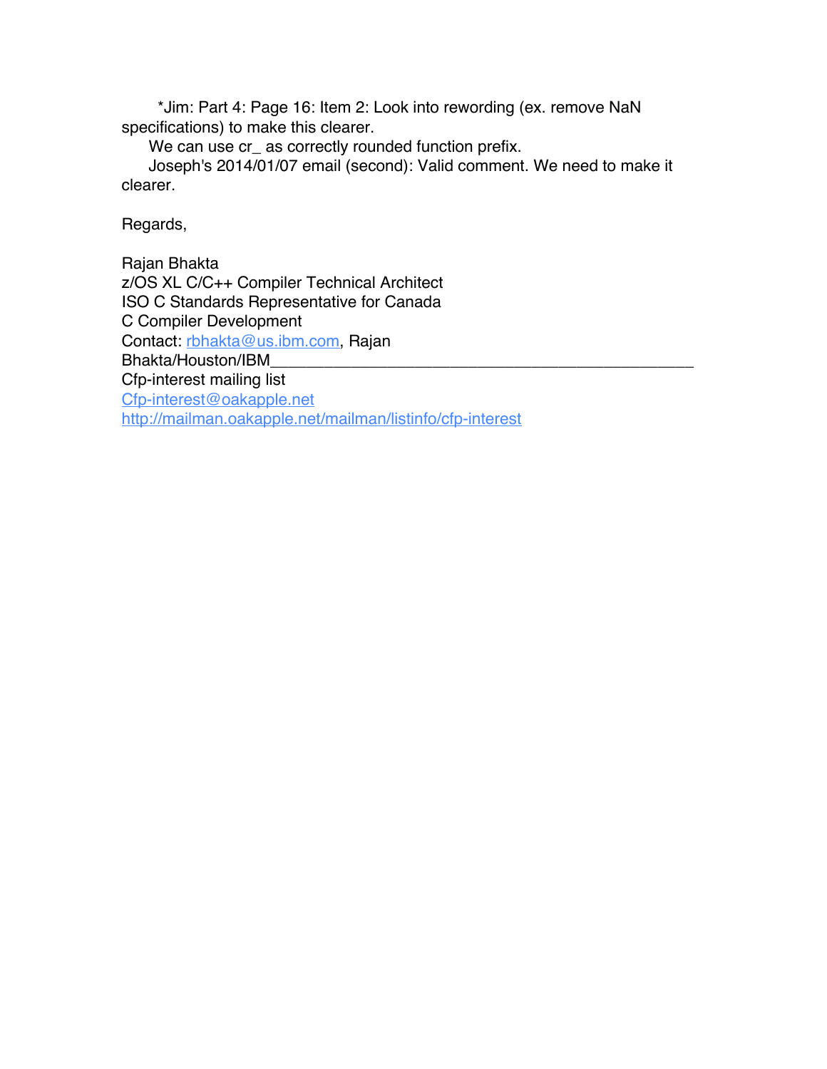*Jim: Part 4: Page 16: Item 2: Look into rewording (ex. remove NaN specifications) to make this clearer.

We can use cr_ as correctly rounded function prefix.

Joseph's 2014/01/07 email (second): Valid comment. We need to make it clearer.

Regards,

Rajan Bhakta
z/OS XL C/C++ Compiler Technical Architect
ISO C Standards Representative for Canada
C Compiler Development
Contact: rbhakta@us.ibm.com, Rajan Bhakta/Houston/IBM

---

Cfp-interest mailing list
Cfp-interest@oakapple.net
http://mailman.oakapple.net/mailman/listinfo/cfp-interest